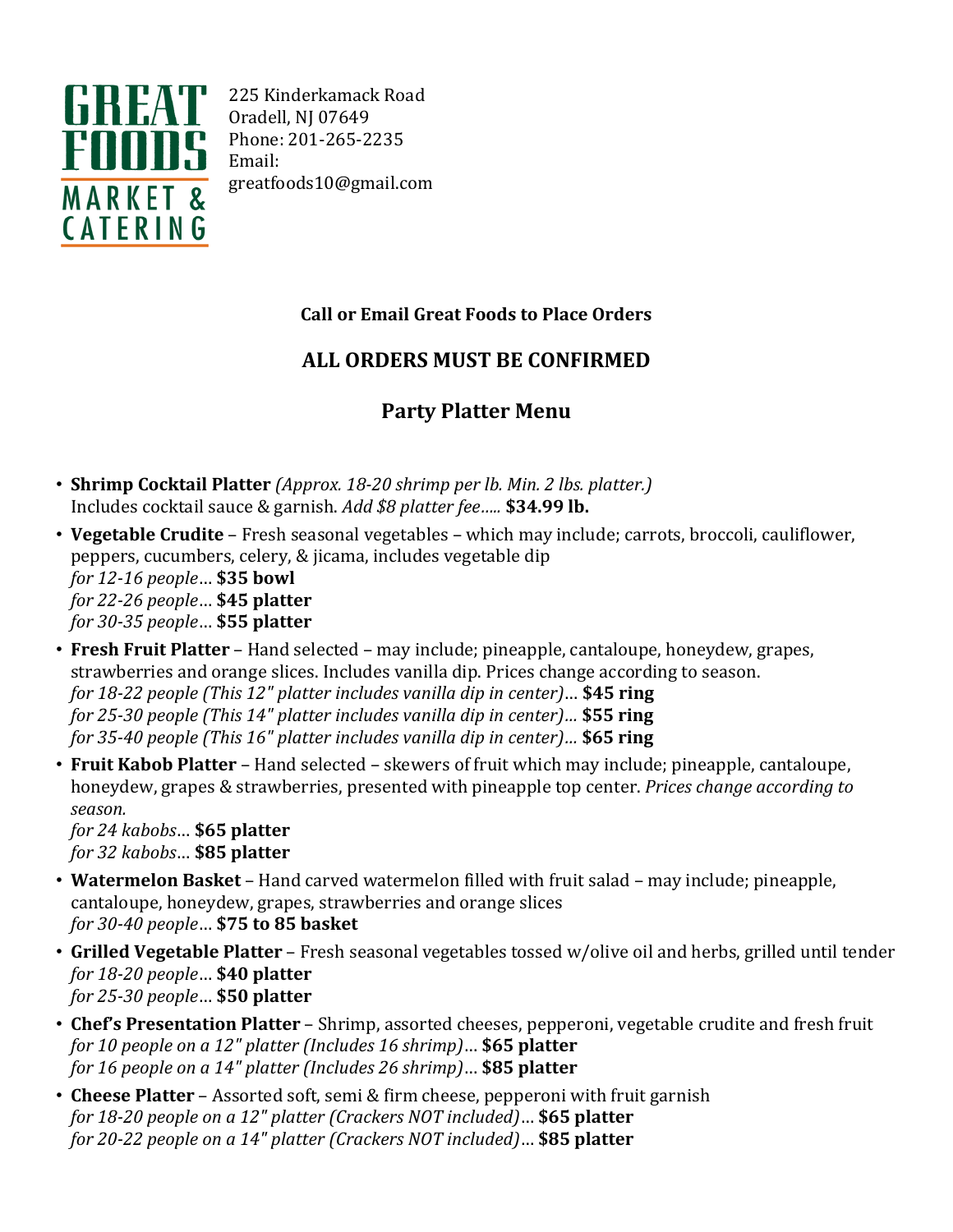**GREAT FOODS MARKET & CATERING**

225 Kinderkamack Road
Oradell, NJ 07649
Phone: 201-265-2235
Email:
greatfoods10@gmail.com

**Call or Email Great Foods to Place Orders**

## ALL ORDERS MUST BE CONFIRMED

## Party Platter Menu

- **Shrimp Cocktail Platter** *(Approx. 18-20 shrimp per lb. Min. 2 lbs. platter.)*
  Includes cocktail sauce & garnish. *Add $8 platter fee…..* **$34.99 lb.**
- **Vegetable Crudite** – Fresh seasonal vegetables – which may include; carrots, broccoli, cauliflower, peppers, cucumbers, celery, & jicama, includes vegetable dip
  *for 12-16 people*… **$35 bowl**
  *for 22-26 people*… **$45 platter**
  *for 30-35 people*… **$55 platter**
- **Fresh Fruit Platter** – Hand selected – may include; pineapple, cantaloupe, honeydew, grapes, strawberries and orange slices. Includes vanilla dip. Prices change according to season.
  *for 18-22 people (This 12" platter includes vanilla dip in center)*… **$45 ring**
  *for 25-30 people (This 14" platter includes vanilla dip in center)…* **$55 ring**
  *for 35-40 people (This 16" platter includes vanilla dip in center)…* **$65 ring**
- **Fruit Kabob Platter** – Hand selected – skewers of fruit which may include; pineapple, cantaloupe, honeydew, grapes & strawberries, presented with pineapple top center. *Prices change according to season.*
  *for 24 kabobs*… **$65 platter**
  *for 32 kabobs*… **$85 platter**
- **Watermelon Basket** – Hand carved watermelon filled with fruit salad – may include; pineapple, cantaloupe, honeydew, grapes, strawberries and orange slices
  *for 30-40 people*… **$75 to 85 basket**
- **Grilled Vegetable Platter** – Fresh seasonal vegetables tossed w/olive oil and herbs, grilled until tender
  *for 18-20 people*… **$40 platter**
  *for 25-30 people*… **$50 platter**
- **Chef's Presentation Platter** – Shrimp, assorted cheeses, pepperoni, vegetable crudite and fresh fruit
  *for 10 people on a 12" platter (Includes 16 shrimp)*… **$65 platter**
  *for 16 people on a 14" platter (Includes 26 shrimp)*… **$85 platter**
- **Cheese Platter** – Assorted soft, semi & firm cheese, pepperoni with fruit garnish
  *for 18-20 people on a 12" platter (Crackers NOT included)*… **$65 platter**
  *for 20-22 people on a 14" platter (Crackers NOT included)*… **$85 platter**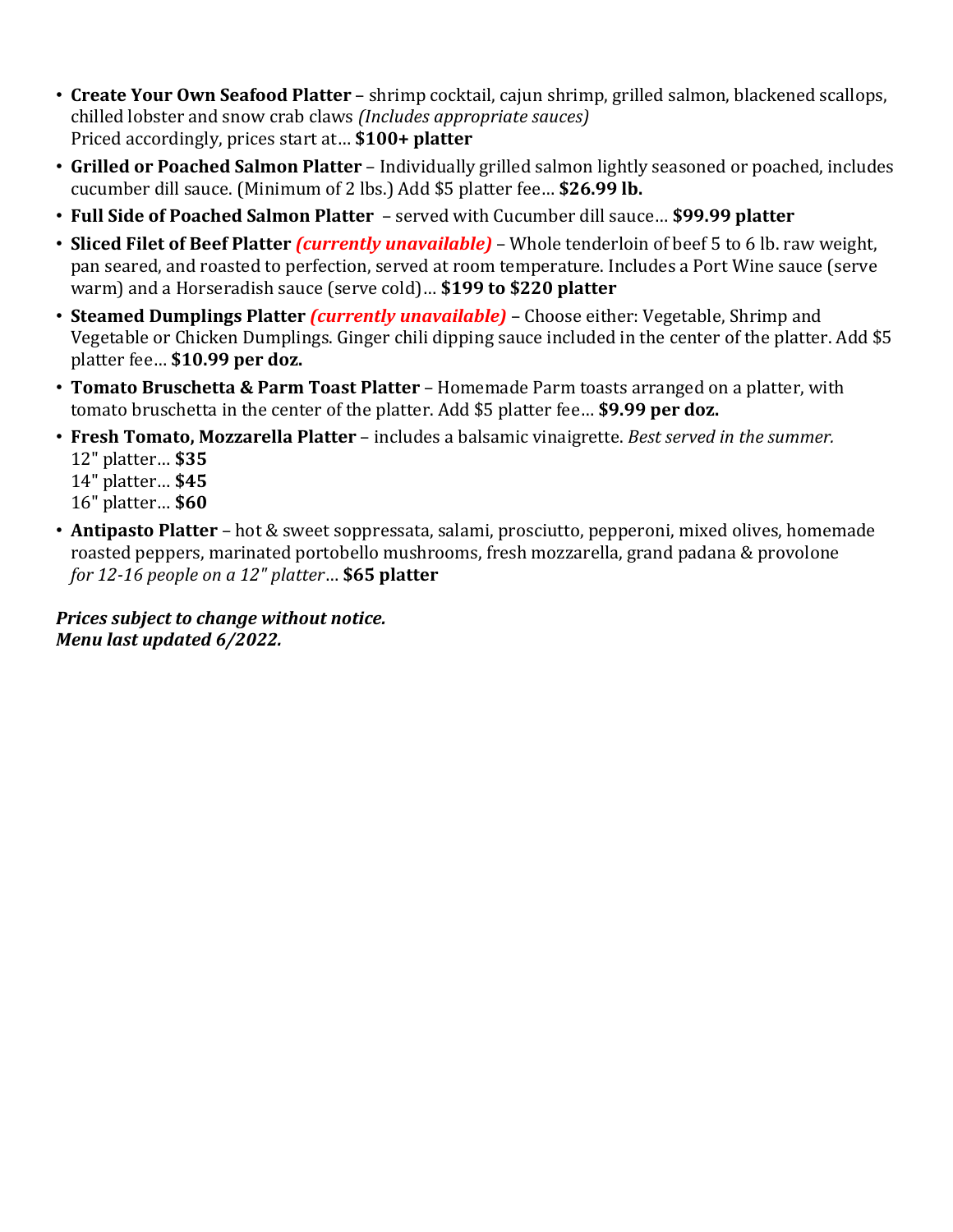- **Create Your Own Seafood Platter** – shrimp cocktail, cajun shrimp, grilled salmon, blackened scallops, chilled lobster and snow crab claws *(Includes appropriate sauces)*
  Priced accordingly, prices start at… **$100+ platter**
- **Grilled or Poached Salmon Platter** – Individually grilled salmon lightly seasoned or poached, includes cucumber dill sauce. (Minimum of 2 lbs.) Add $5 platter fee… **$26.99 lb.**
- **Full Side of Poached Salmon Platter** – served with Cucumber dill sauce… **$99.99 platter**
- **Sliced Filet of Beef Platter** ***(currently unavailable)*** – Whole tenderloin of beef 5 to 6 lb. raw weight, pan seared, and roasted to perfection, served at room temperature. Includes a Port Wine sauce (serve warm) and a Horseradish sauce (serve cold)… **$199 to $220 platter**
- **Steamed Dumplings Platter** ***(currently unavailable)*** – Choose either: Vegetable, Shrimp and Vegetable or Chicken Dumplings. Ginger chili dipping sauce included in the center of the platter. Add $5 platter fee… **$10.99 per doz.**
- **Tomato Bruschetta & Parm Toast Platter** – Homemade Parm toasts arranged on a platter, with tomato bruschetta in the center of the platter. Add $5 platter fee… **$9.99 per doz.**
- **Fresh Tomato, Mozzarella Platter** – includes a balsamic vinaigrette. *Best served in the summer.*
  12" platter… **$35**
  14" platter… **$45**
  16" platter… **$60**
- **Antipasto Platter** – hot & sweet soppressata, salami, prosciutto, pepperoni, mixed olives, homemade roasted peppers, marinated portobello mushrooms, fresh mozzarella, grand padana & provolone
  *for 12-16 people on a 12" platter*… **$65 platter**

***Prices subject to change without notice.***
***Menu last updated 6/2022.***